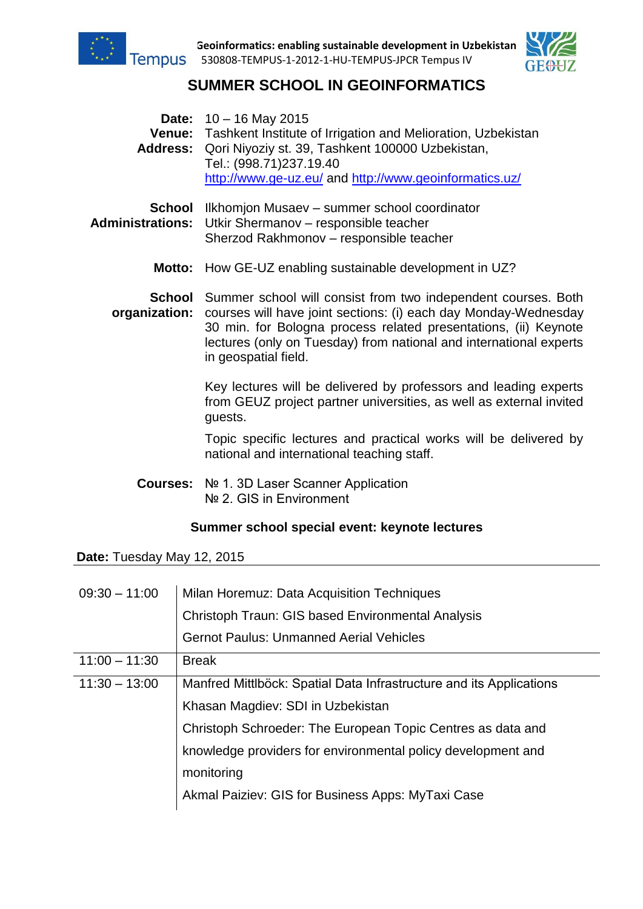Geoinformatics: enabling sustainable development in Uzbekistan
530808-TEMPUS-1-2012-1-HU-TEMPUS-JPCR Tempus IV

# SUMMER SCHOOL IN GEOINFORMATICS

**Date:** 10 – 16 May 2015
**Venue:** Tashkent Institute of Irrigation and Melioration, Uzbekistan
**Address:** Qori Niyoziy st. 39, Tashkent 100000 Uzbekistan,
Tel.: (998.71)237.19.40
http://www.ge-uz.eu/ and http://www.geoinformatics.uz/

**School Administrations:**
Ilkhomjon Musaev – summer school coordinator
Utkir Shermanov – responsible teacher
Sherzod Rakhmonov – responsible teacher

**Motto:** How GE-UZ enabling sustainable development in UZ?

**School organization:** Summer school will consist from two independent courses. Both courses will have joint sections: (i) each day Monday-Wednesday 30 min. for Bologna process related presentations, (ii) Keynote lectures (only on Tuesday) from national and international experts in geospatial field.

Key lectures will be delivered by professors and leading experts from GEUZ project partner universities, as well as external invited guests.

Topic specific lectures and practical works will be delivered by national and international teaching staff.

**Courses:**
№ 1. 3D Laser Scanner Application
№ 2. GIS in Environment

### Summer school special event: keynote lectures

**Date:** Tuesday May 12, 2015

| | |
|---|---|
| 09:30 – 11:00 | Milan Horemuz: Data Acquisition Techniques<br>Christoph Traun: GIS based Environmental Analysis<br>Gernot Paulus: Unmanned Aerial Vehicles |
| 11:00 – 11:30 | Break |
| 11:30 – 13:00 | Manfred Mittlböck: Spatial Data Infrastructure and its Applications<br>Khasan Magdiev: SDI in Uzbekistan<br>Christoph Schroeder: The European Topic Centres as data and knowledge providers for environmental policy development and monitoring<br>Akmal Paiziev: GIS for Business Apps: MyTaxi Case |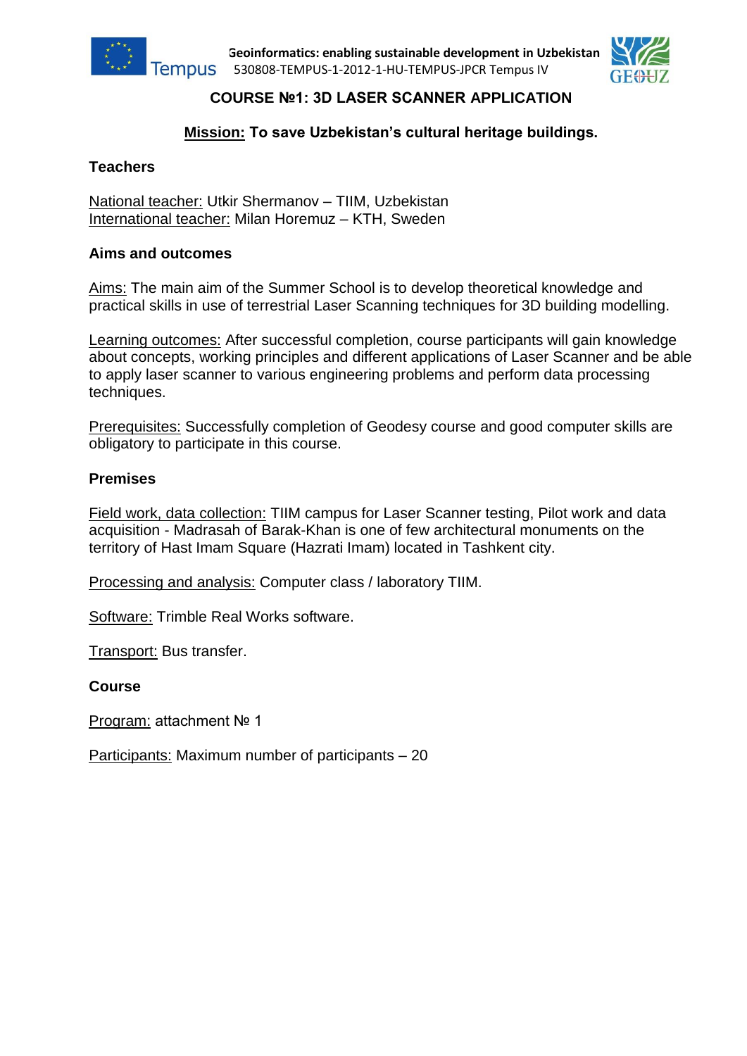# COURSE №1: 3D LASER SCANNER APPLICATION

**Mission: To save Uzbekistan's cultural heritage buildings.**

### Teachers

National teacher: Utkir Shermanov – TIIM, Uzbekistan
International teacher: Milan Horemuz – KTH, Sweden

### Aims and outcomes

Aims: The main aim of the Summer School is to develop theoretical knowledge and practical skills in use of terrestrial Laser Scanning techniques for 3D building modelling.

Learning outcomes: After successful completion, course participants will gain knowledge about concepts, working principles and different applications of Laser Scanner and be able to apply laser scanner to various engineering problems and perform data processing techniques.

Prerequisites: Successfully completion of Geodesy course and good computer skills are obligatory to participate in this course.

### Premises

Field work, data collection: TIIM campus for Laser Scanner testing, Pilot work and data acquisition - Madrasah of Barak-Khan is one of few architectural monuments on the territory of Hast Imam Square (Hazrati Imam) located in Tashkent city.

Processing and analysis: Computer class / laboratory TIIM.

Software: Trimble Real Works software.

Transport: Bus transfer.

### Course

Program: attachment № 1

Participants: Maximum number of participants – 20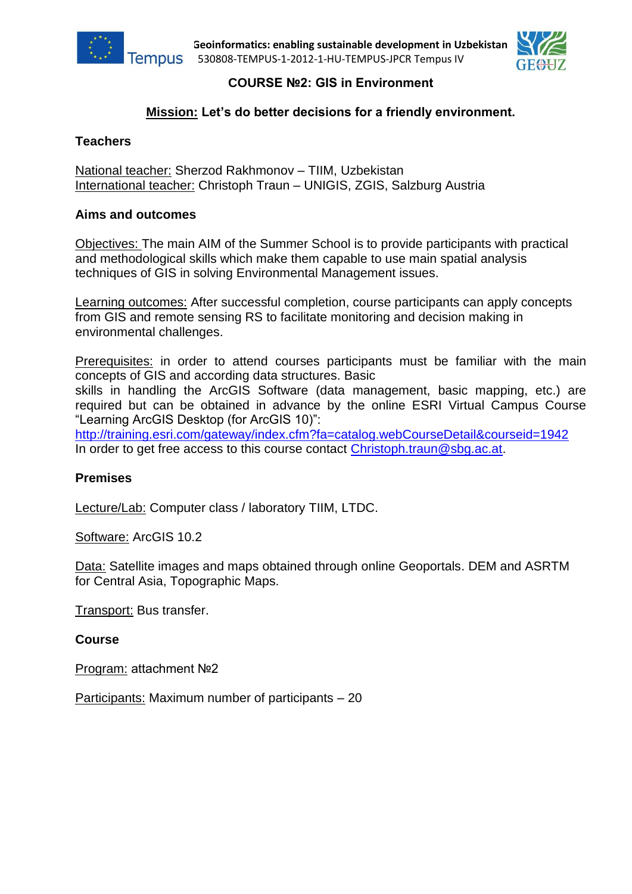# COURSE №2: GIS in Environment

## Mission: Let's do better decisions for a friendly environment.

### Teachers

National teacher: Sherzod Rakhmonov – TIIM, Uzbekistan
International teacher: Christoph Traun – UNIGIS, ZGIS, Salzburg Austria

### Aims and outcomes

Objectives: The main AIM of the Summer School is to provide participants with practical and methodological skills which make them capable to use main spatial analysis techniques of GIS in solving Environmental Management issues.

Learning outcomes: After successful completion, course participants can apply concepts from GIS and remote sensing RS to facilitate monitoring and decision making in environmental challenges.

Prerequisites: in order to attend courses participants must be familiar with the main concepts of GIS and according data structures. Basic skills in handling the ArcGIS Software (data management, basic mapping, etc.) are required but can be obtained in advance by the online ESRI Virtual Campus Course "Learning ArcGIS Desktop (for ArcGIS 10)":
http://training.esri.com/gateway/index.cfm?fa=catalog.webCourseDetail&courseid=1942
In order to get free access to this course contact Christoph.traun@sbg.ac.at.

### Premises

Lecture/Lab: Computer class / laboratory TIIM, LTDC.

Software: ArcGIS 10.2

Data: Satellite images and maps obtained through online Geoportals. DEM and ASRTM for Central Asia, Topographic Maps.

Transport: Bus transfer.

### Course

Program: attachment №2

Participants: Maximum number of participants – 20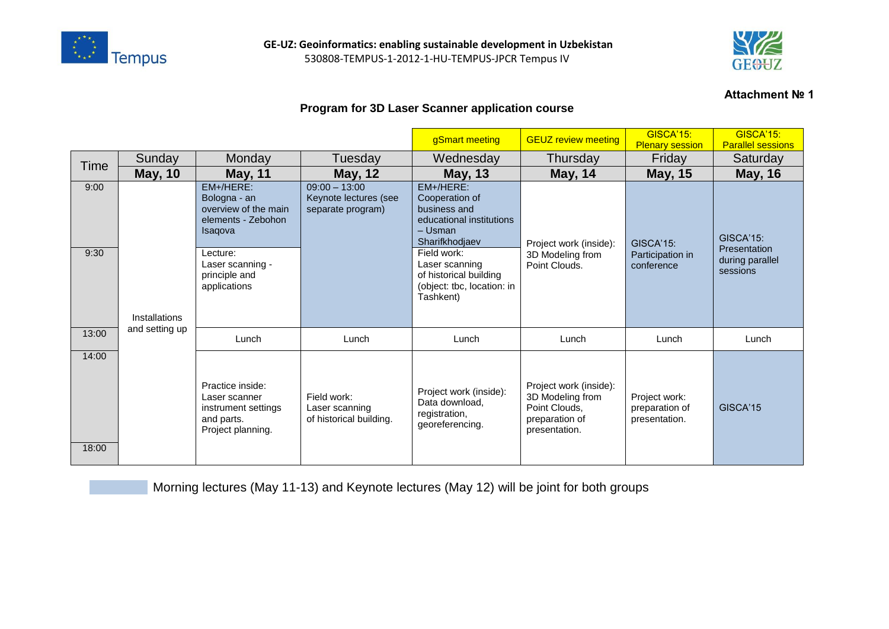**GE-UZ: Geoinformatics: enabling sustainable development in Uzbekistan**
530808-TEMPUS-1-2012-1-HU-TEMPUS-JPCR Tempus IV

**Attachment № 1**

### Program for 3D Laser Scanner application course

| | | | | gSmart meeting | GEUZ review meeting | GISCA'15: Plenary session | GISCA'15: Parallel sessions |
|---|---|---|---|---|---|---|---|
| Time | Sunday | Monday | Tuesday | Wednesday | Thursday | Friday | Saturday |
| | **May, 10** | **May, 11** | **May, 12** | **May, 13** | **May, 14** | **May, 15** | **May, 16** |
| 9:00 | Installations and setting up | EM+/HERE: Bologna - an overview of the main elements - Zebohon Isaqova | 09:00 – 13:00 Keynote lectures (see separate program) | EM+/HERE: Cooperation of business and educational institutions – Usman Sharifkhodjaev | Project work (inside): 3D Modeling from Point Clouds. | GISCA'15: Participation in conference | GISCA'15: Presentation during parallel sessions |
| 9:30 | | Lecture: Laser scanning - principle and applications | | Field work: Laser scanning of historical building (object: tbc, location: in Tashkent) | | | |
| 13:00 | | Lunch | Lunch | Lunch | Lunch | Lunch | Lunch |
| 14:00 – 18:00 | | Practice inside: Laser scanner instrument settings and parts. Project planning. | Field work: Laser scanning of historical building. | Project work (inside): Data download, registration, georeferencing. | Project work (inside): 3D Modeling from Point Clouds, preparation of presentation. | Project work: preparation of presentation. | GISCA'15 |

Morning lectures (May 11-13) and Keynote lectures (May 12) will be joint for both groups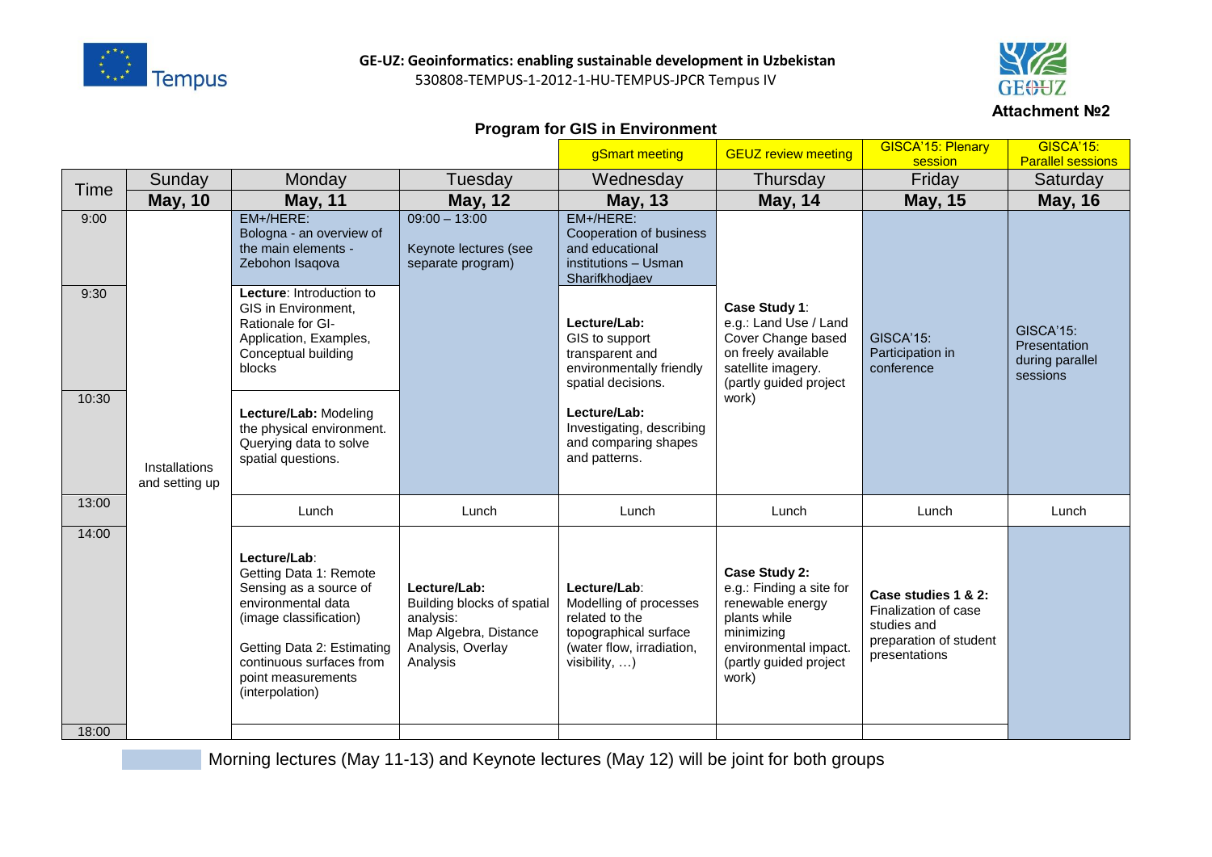GE-UZ: Geoinformatics: enabling sustainable development in Uzbekistan
530808-TEMPUS-1-2012-1-HU-TEMPUS-JPCR Tempus IV

**Attachment №2**

## Program for GIS in Environment

| Time | Sunday | Monday | Tuesday | Wednesday | Thursday | Friday | Saturday |
|---|---|---|---|---|---|---|---|
| | | | | gSmart meeting | GEUZ review meeting | GISCA'15: Plenary session | GISCA'15: Parallel sessions |
| | **May, 10** | **May, 11** | **May, 12** | **May, 13** | **May, 14** | **May, 15** | **May, 16** |
| 9:00 | Installations and setting up | EM+/HERE: Bologna - an overview of the main elements - Zebohon Isaqova | 09:00 – 13:00 Keynote lectures (see separate program) | EM+/HERE: Cooperation of business and educational institutions – Usman Sharifkhodjaev | **Case Study 1**: e.g.: Land Use / Land Cover Change based on freely available satellite imagery. (partly guided project work) | GISCA'15: Participation in conference | GISCA'15: Presentation during parallel sessions |
| 9:30 | | **Lecture**: Introduction to GIS in Environment, Rationale for GI-Application, Examples, Conceptual building blocks | | **Lecture/Lab:** GIS to support transparent and environmentally friendly spatial decisions. | | | |
| 10:30 | | **Lecture/Lab:** Modeling the physical environment. Querying data to solve spatial questions. | | **Lecture/Lab:** Investigating, describing and comparing shapes and patterns. | | | |
| 13:00 | | Lunch | Lunch | Lunch | Lunch | Lunch | Lunch |
| 14:00 | | **Lecture/Lab**: Getting Data 1: Remote Sensing as a source of environmental data (image classification)<br><br>Getting Data 2: Estimating continuous surfaces from point measurements (interpolation) | **Lecture/Lab:** Building blocks of spatial analysis: Map Algebra, Distance Analysis, Overlay Analysis | **Lecture/Lab**: Modelling of processes related to the topographical surface (water flow, irradiation, visibility, …) | **Case Study 2:** e.g.: Finding a site for renewable energy plants while minimizing environmental impact. (partly guided project work) | **Case studies 1 & 2:** Finalization of case studies and preparation of student presentations | |
| 18:00 | | | | | | | |

Morning lectures (May 11-13) and Keynote lectures (May 12) will be joint for both groups